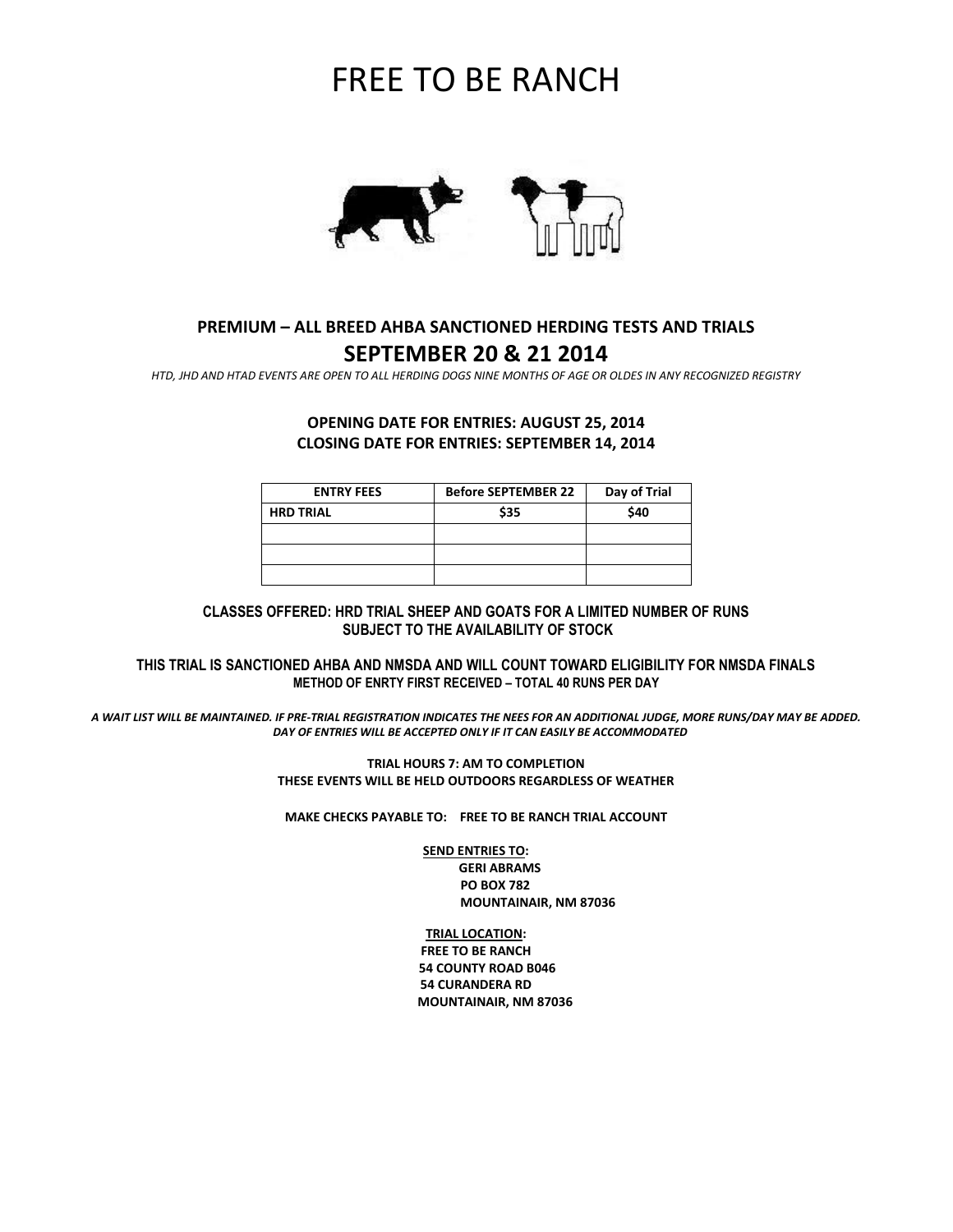# FREE TO BE RANCH

**PREMIUM – ALL BREED AHBA SANCTIONED HERDING TESTS AND TRIALS**

## SEPTEMBER 20 & 21 2014

*HTD, JHD AND HTAD EVENTS ARE OPEN TO ALL HERDING DOGS NINE MONTHS OF AGE OR OLDES IN ANY RECOGNIZED REGISTRY*

**OPENING DATE FOR ENTRIES: AUGUST 25, 2014**
**CLOSING DATE FOR ENTRIES: SEPTEMBER 14, 2014**

| ENTRY FEES | Before SEPTEMBER 22 | Day of Trial |
|---|---|---|
| HRD TRIAL | $35 | $40 |
| | | |
| | | |
| | | |

**CLASSES OFFERED: HRD TRIAL SHEEP AND GOATS FOR A LIMITED NUMBER OF RUNS SUBJECT TO THE AVAILABILITY OF STOCK**

**THIS TRIAL IS SANCTIONED AHBA AND NMSDA AND WILL COUNT TOWARD ELIGIBILITY FOR NMSDA FINALS**
**METHOD OF ENRTY FIRST RECEIVED – TOTAL 40 RUNS PER DAY**

***A WAIT LIST WILL BE MAINTAINED. IF PRE-TRIAL REGISTRATION INDICATES THE NEES FOR AN ADDITIONAL JUDGE, MORE RUNS/DAY MAY BE ADDED. DAY OF ENTRIES WILL BE ACCEPTED ONLY IF IT CAN EASILY BE ACCOMMODATED***

**TRIAL HOURS 7: AM TO COMPLETION**
**THESE EVENTS WILL BE HELD OUTDOORS REGARDLESS OF WEATHER**

**MAKE CHECKS PAYABLE TO: FREE TO BE RANCH TRIAL ACCOUNT**

**SEND ENTRIES TO:**
**GERI ABRAMS**
**PO BOX 782**
**MOUNTAINAIR, NM 87036**

**TRIAL LOCATION:**
**FREE TO BE RANCH**
**54 COUNTY ROAD B046**
**54 CURANDERA RD**
**MOUNTAINAIR, NM 87036**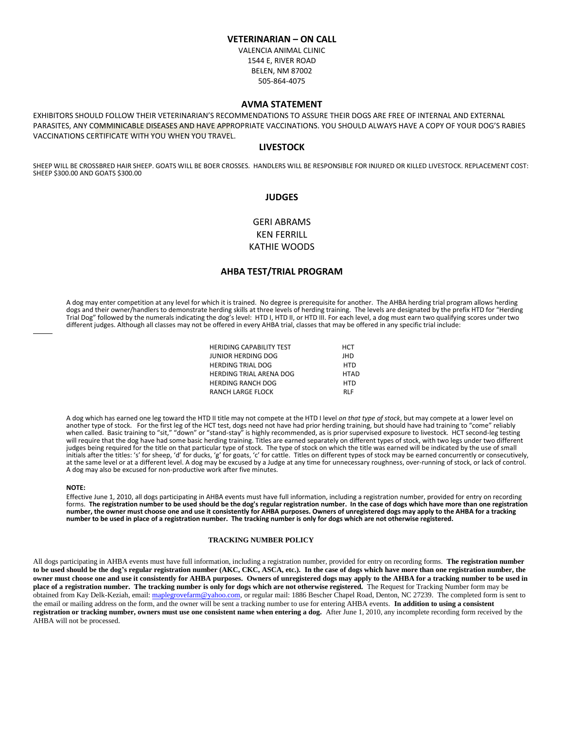## VETERINARIAN – ON CALL

VALENCIA ANIMAL CLINIC
1544 E, RIVER ROAD
BELEN, NM 87002
505-864-4075

## AVMA STATEMENT

EXHIBITORS SHOULD FOLLOW THEIR VETERINARIAN'S RECOMMENDATIONS TO ASSURE THEIR DOGS ARE FREE OF INTERNAL AND EXTERNAL PARASITES, ANY COMMINICABLE DISEASES AND HAVE APPROPRIATE VACCINATIONS. YOU SHOULD ALWAYS HAVE A COPY OF YOUR DOG'S RABIES VACCINATIONS CERTIFICATE WITH YOU WHEN YOU TRAVEL.

## LIVESTOCK

SHEEP WILL BE CROSSBRED HAIR SHEEP. GOATS WILL BE BOER CROSSES. HANDLERS WILL BE RESPONSIBLE FOR INJURED OR KILLED LIVESTOCK. REPLACEMENT COST: SHEEP $300.00 AND GOATS $300.00

## JUDGES

GERI ABRAMS
KEN FERRILL
KATHIE WOODS

## AHBA TEST/TRIAL PROGRAM

A dog may enter competition at any level for which it is trained. No degree is prerequisite for another. The AHBA herding trial program allows herding dogs and their owner/handlers to demonstrate herding skills at three levels of herding training. The levels are designated by the prefix HTD for "Herding Trial Dog" followed by the numerals indicating the dog's level: HTD I, HTD II, or HTD III. For each level, a dog must earn two qualifying scores under two different judges. Although all classes may not be offered in every AHBA trial, classes that may be offered in any specific trial include:

| | |
|---|---|
| HERIDING CAPABILITY TEST | HCT |
| JUNIOR HERDING DOG | JHD |
| HERDING TRIAL DOG | HTD |
| HERDING TRIAL ARENA DOG | HTAD |
| HERDING RANCH DOG | HTD |
| RANCH LARGE FLOCK | RLF |

A dog which has earned one leg toward the HTD II title may not compete at the HTD I level *on that type of stock*, but may compete at a lower level on another type of stock. For the first leg of the HCT test, dogs need not have had prior herding training, but should have had training to "come" reliably when called. Basic training to "sit," "down" or "stand-stay" is highly recommended, as is prior supervised exposure to livestock. HCT second-leg testing will require that the dog have had some basic herding training. Titles are earned separately on different types of stock, with two legs under two different judges being required for the title on that particular type of stock. The type of stock on which the title was earned will be indicated by the use of small initials after the titles: 's' for sheep, 'd' for ducks, 'g' for goats, 'c' for cattle. Titles on different types of stock may be earned concurrently or consecutively, at the same level or at a different level. A dog may be excused by a Judge at any time for unnecessary roughness, over-running of stock, or lack of control. A dog may also be excused for non-productive work after five minutes.

**NOTE:**

Effective June 1, 2010, all dogs participating in AHBA events must have full information, including a registration number, provided for entry on recording forms. **The registration number to be used should be the dog's regular registration number. In the case of dogs which have more than one registration number, the owner must choose one and use it consistently for AHBA purposes. Owners of unregistered dogs may apply to the AHBA for a tracking number to be used in place of a registration number. The tracking number is only for dogs which are not otherwise registered.**

### TRACKING NUMBER POLICY

All dogs participating in AHBA events must have full information, including a registration number, provided for entry on recording forms. **The registration number to be used should be the dog's regular registration number (AKC, CKC, ASCA, etc.). In the case of dogs which have more than one registration number, the owner must choose one and use it consistently for AHBA purposes. Owners of unregistered dogs may apply to the AHBA for a tracking number to be used in place of a registration number. The tracking number is only for dogs which are not otherwise registered.** The Request for Tracking Number form may be obtained from Kay Delk-Keziah, email: maplegrovefarm@yahoo.com, or regular mail: 1886 Bescher Chapel Road, Denton, NC 27239. The completed form is sent to the email or mailing address on the form, and the owner will be sent a tracking number to use for entering AHBA events. **In addition to using a consistent registration or tracking number, owners must use one consistent name when entering a dog.** After June 1, 2010, any incomplete recording form received by the AHBA will not be processed.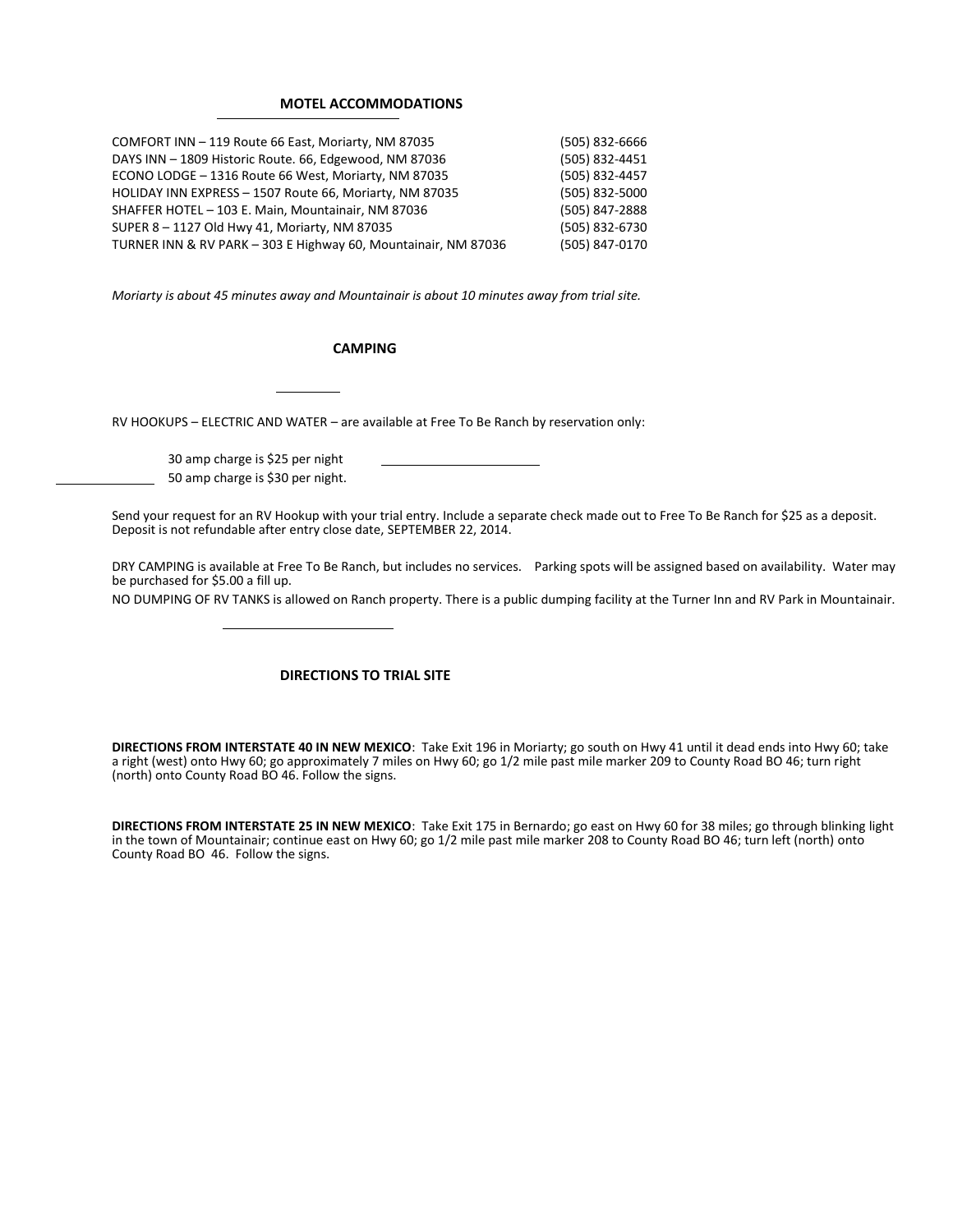## MOTEL ACCOMMODATIONS

| | |
|---|---|
| COMFORT INN – 119 Route 66 East, Moriarty, NM 87035 | (505) 832-6666 |
| DAYS INN – 1809 Historic Route. 66, Edgewood, NM 87036 | (505) 832-4451 |
| ECONO LODGE – 1316 Route 66 West, Moriarty, NM 87035 | (505) 832-4457 |
| HOLIDAY INN EXPRESS – 1507 Route 66, Moriarty, NM 87035 | (505) 832-5000 |
| SHAFFER HOTEL – 103 E. Main, Mountainair, NM 87036 | (505) 847-2888 |
| SUPER 8 – 1127 Old Hwy 41, Moriarty, NM 87035 | (505) 832-6730 |
| TURNER INN & RV PARK – 303 E Highway 60, Mountainair, NM 87036 | (505) 847-0170 |

*Moriarty is about 45 minutes away and Mountainair is about 10 minutes away from trial site.*

## CAMPING

RV HOOKUPS – ELECTRIC AND WATER – are available at Free To Be Ranch by reservation only:

30 amp charge is $25 per night
50 amp charge is $30 per night.

Send your request for an RV Hookup with your trial entry. Include a separate check made out to Free To Be Ranch for $25 as a deposit. Deposit is not refundable after entry close date, SEPTEMBER 22, 2014.

DRY CAMPING is available at Free To Be Ranch, but includes no services. Parking spots will be assigned based on availability. Water may be purchased for $5.00 a fill up.

NO DUMPING OF RV TANKS is allowed on Ranch property. There is a public dumping facility at the Turner Inn and RV Park in Mountainair.

## DIRECTIONS TO TRIAL SITE

**DIRECTIONS FROM INTERSTATE 40 IN NEW MEXICO**: Take Exit 196 in Moriarty; go south on Hwy 41 until it dead ends into Hwy 60; take a right (west) onto Hwy 60; go approximately 7 miles on Hwy 60; go 1/2 mile past mile marker 209 to County Road BO 46; turn right (north) onto County Road BO 46. Follow the signs.

**DIRECTIONS FROM INTERSTATE 25 IN NEW MEXICO**: Take Exit 175 in Bernardo; go east on Hwy 60 for 38 miles; go through blinking light in the town of Mountainair; continue east on Hwy 60; go 1/2 mile past mile marker 208 to County Road BO 46; turn left (north) onto County Road BO 46. Follow the signs.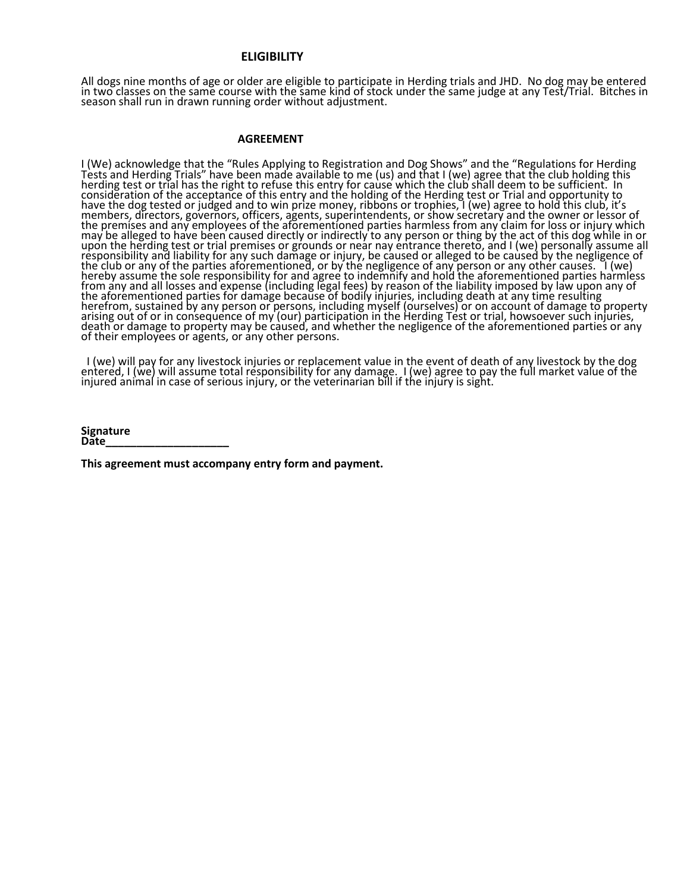## ELIGIBILITY

All dogs nine months of age or older are eligible to participate in Herding trials and JHD. No dog may be entered in two classes on the same course with the same kind of stock under the same judge at any Test/Trial. Bitches in season shall run in drawn running order without adjustment.

## AGREEMENT

I (We) acknowledge that the "Rules Applying to Registration and Dog Shows" and the "Regulations for Herding Tests and Herding Trials" have been made available to me (us) and that I (we) agree that the club holding this herding test or trial has the right to refuse this entry for cause which the club shall deem to be sufficient. In consideration of the acceptance of this entry and the holding of the Herding test or Trial and opportunity to have the dog tested or judged and to win prize money, ribbons or trophies, I (we) agree to hold this club, it's members, directors, governors, officers, agents, superintendents, or show secretary and the owner or lessor of the premises and any employees of the aforementioned parties harmless from any claim for loss or injury which may be alleged to have been caused directly or indirectly to any person or thing by the act of this dog while in or upon the herding test or trial premises or grounds or near nay entrance thereto, and I (we) personally assume all responsibility and liability for any such damage or injury, be caused or alleged to be caused by the negligence of the club or any of the parties aforementioned, or by the negligence of any person or any other causes. I (we) hereby assume the sole responsibility for and agree to indemnify and hold the aforementioned parties harmless from any and all losses and expense (including legal fees) by reason of the liability imposed by law upon any of the aforementioned parties for damage because of bodily injuries, including death at any time resulting herefrom, sustained by any person or persons, including myself (ourselves) or on account of damage to property arising out of or in consequence of my (our) participation in the Herding Test or trial, howsoever such injuries, death or damage to property may be caused, and whether the negligence of the aforementioned parties or any of their employees or agents, or any other persons.

I (we) will pay for any livestock injuries or replacement value in the event of death of any livestock by the dog entered, I (we) will assume total responsibility for any damage. I (we) agree to pay the full market value of the injured animal in case of serious injury, or the veterinarian bill if the injury is sight.

**Signature**
**Date____________________**

**This agreement must accompany entry form and payment.**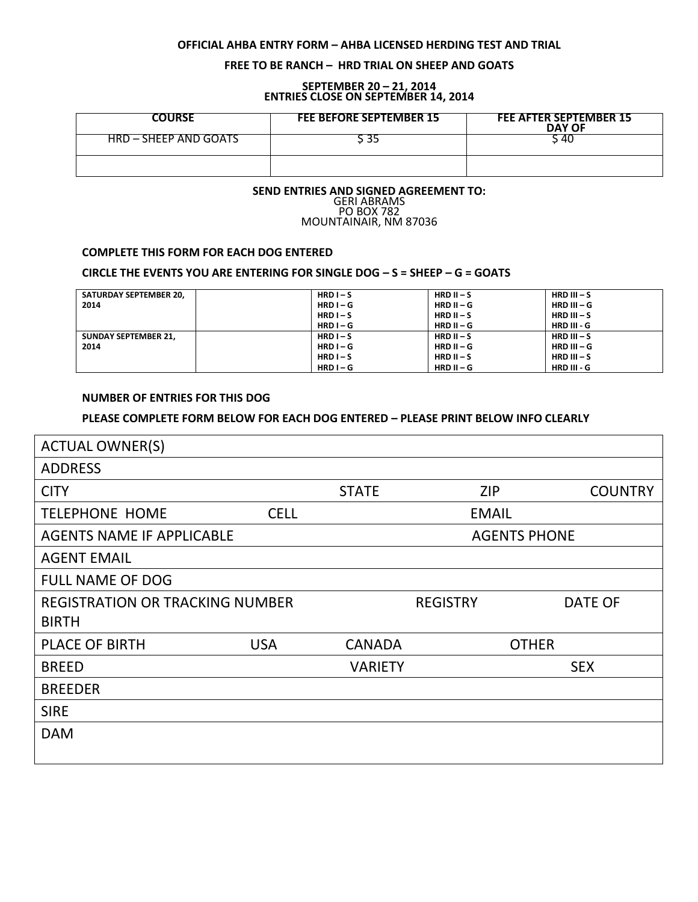**OFFICIAL AHBA ENTRY FORM – AHBA LICENSED HERDING TEST AND TRIAL**

**FREE TO BE RANCH – HRD TRIAL ON SHEEP AND GOATS**

**SEPTEMBER 20 – 21, 2014**
**ENTRIES CLOSE ON SEPTEMBER 14, 2014**

| COURSE | FEE BEFORE SEPTEMBER 15 | FEE AFTER SEPTEMBER 15 DAY OF |
|---|---|---|
| HRD – SHEEP AND GOATS | $ 35 | $ 40 |
| | | |

**SEND ENTRIES AND SIGNED AGREEMENT TO:**
GERI ABRAMS
PO BOX 782
MOUNTAINAIR, NM 87036

**COMPLETE THIS FORM FOR EACH DOG ENTERED**

**CIRCLE THE EVENTS YOU ARE ENTERING FOR SINGLE DOG – S = SHEEP – G = GOATS**

| | | | | |
|---|---|---|---|---|
| **SATURDAY SEPTEMBER 20, 2014** | | **HRD I – S**<br>**HRD I – G**<br>**HRD I – S**<br>**HRD I – G** | **HRD II – S**<br>**HRD II – G**<br>**HRD II – S**<br>**HRD II – G** | **HRD III – S**<br>**HRD III – G**<br>**HRD III – S**<br>**HRD III - G** |
| **SUNDAY SEPTEMBER 21, 2014** | | **HRD I – S**<br>**HRD I – G**<br>**HRD I – S**<br>**HRD I – G** | **HRD II – S**<br>**HRD II – G**<br>**HRD II – S**<br>**HRD II – G** | **HRD III – S**<br>**HRD III – G**<br>**HRD III – S**<br>**HRD III - G** |

**NUMBER OF ENTRIES FOR THIS DOG**

**PLEASE COMPLETE FORM BELOW FOR EACH DOG ENTERED – PLEASE PRINT BELOW INFO CLEARLY**

| | | | | |
|---|---|---|---|---|
| ACTUAL OWNER(S) | | | | |
| ADDRESS | | | | |
| CITY | | STATE | ZIP | COUNTRY |
| TELEPHONE HOME | CELL | | EMAIL | |
| AGENTS NAME IF APPLICABLE | | | AGENTS PHONE | |
| AGENT EMAIL | | | | |
| FULL NAME OF DOG | | | | |
| REGISTRATION OR TRACKING NUMBER | | | REGISTRY | DATE OF BIRTH |
| PLACE OF BIRTH | USA | CANADA | OTHER | |
| BREED | | VARIETY | | SEX |
| BREEDER | | | | |
| SIRE | | | | |
| DAM | | | | |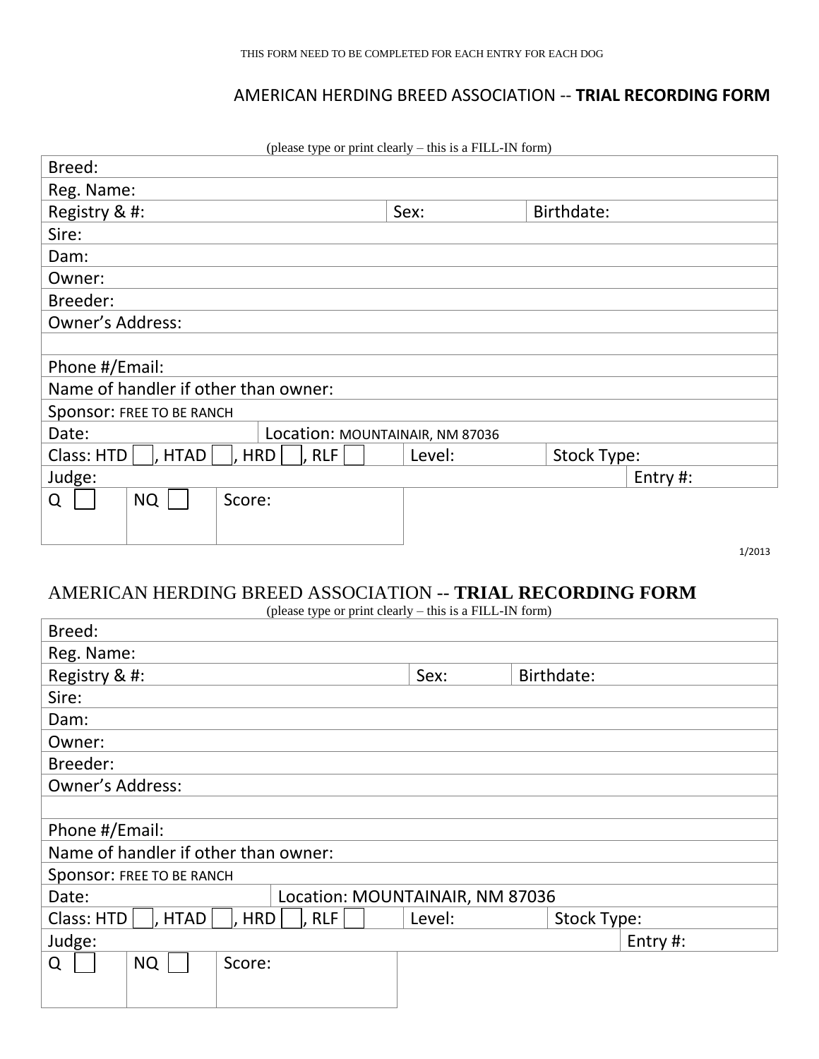THIS FORM NEED TO BE COMPLETED FOR EACH ENTRY FOR EACH DOG

## AMERICAN HERDING BREED ASSOCIATION -- **TRIAL RECORDING FORM**

(please type or print clearly – this is a FILL-IN form)

| | | | | |
|---|---|---|---|---|
| Breed: | | | | |
| Reg. Name: | | | | |
| Registry & #: | | Sex: | Birthdate: | |
| Sire: | | | | |
| Dam: | | | | |
| Owner: | | | | |
| Breeder: | | | | |
| Owner's Address: | | | | |
| | | | | |
| Phone #/Email: | | | | |
| Name of handler if other than owner: | | | | |
| Sponsor: FREE TO BE RANCH | | | | |
| Date: | Location: MOUNTAINAIR, NM 87036 | | | |
| Class: HTD ☐, HTAD ☐, HRD ☐, RLF ☐ | | Level: | Stock Type: | |
| Judge: | | | | Entry #: |
| Q ☐ | NQ ☐ | Score: | | |

1/2013

## AMERICAN HERDING BREED ASSOCIATION -- **TRIAL RECORDING FORM**

(please type or print clearly – this is a FILL-IN form)

| | | | | |
|---|---|---|---|---|
| Breed: | | | | |
| Reg. Name: | | | | |
| Registry & #: | | Sex: | Birthdate: | |
| Sire: | | | | |
| Dam: | | | | |
| Owner: | | | | |
| Breeder: | | | | |
| Owner's Address: | | | | |
| | | | | |
| Phone #/Email: | | | | |
| Name of handler if other than owner: | | | | |
| Sponsor: FREE TO BE RANCH | | | | |
| Date: | Location: MOUNTAINAIR, NM 87036 | | | |
| Class: HTD ☐, HTAD ☐, HRD ☐, RLF ☐ | | Level: | Stock Type: | |
| Judge: | | | | Entry #: |
| Q ☐ | NQ ☐ | Score: | | |